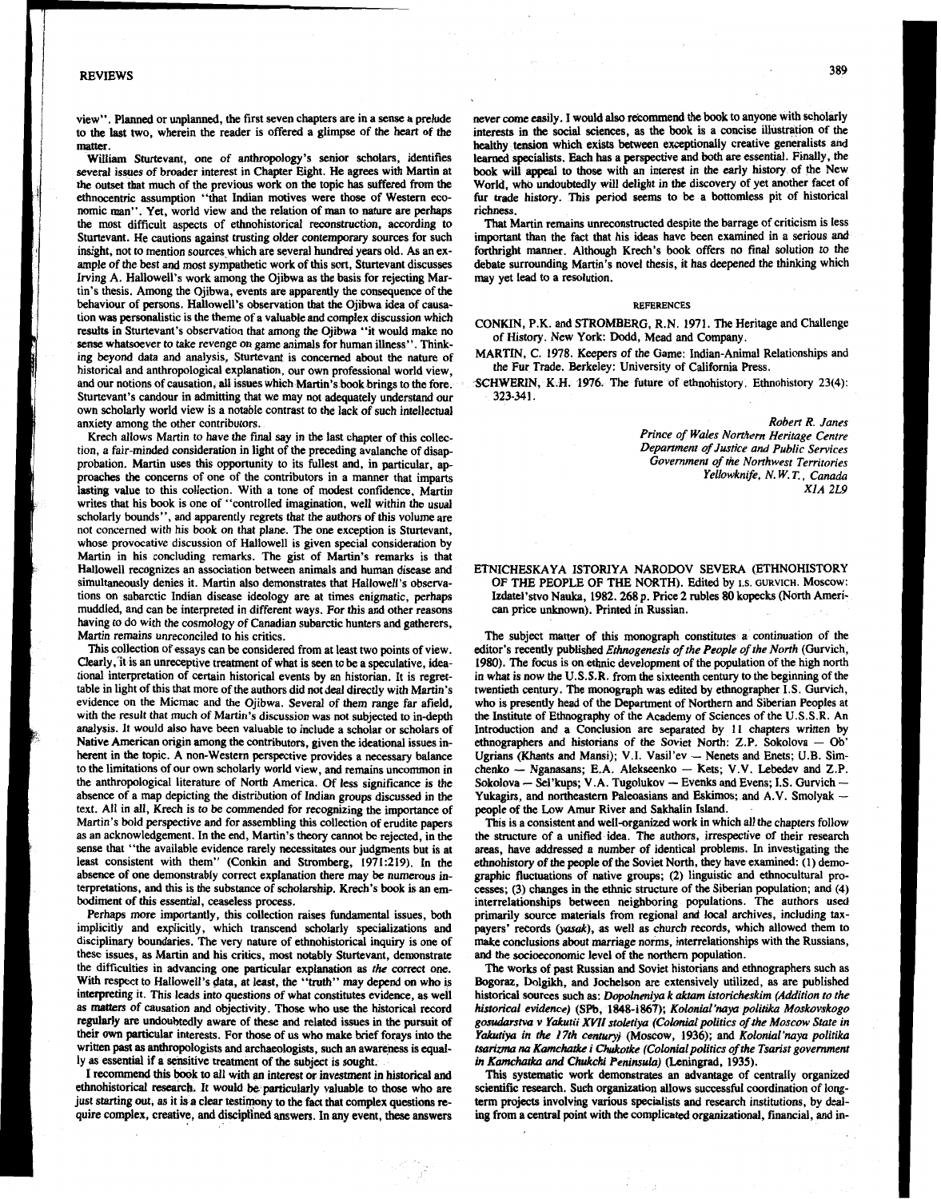view". Planned or unplanned, the first seven chapters are in a sense a prelude to the last two, wherein the reader is offered a glimpse of the heart of the matter.

William Sturtevant, one of anthropology's senior scholars, identifies several issues of broader interest in Chapter Eight. He agrees with Martin at the outset that much of the previous work on the topic has suffered from the ethnocentric assumption "that Indian motives were those of Western economic man". Yet, world view and the relation of man to nature are perhaps the most difficult aspects of ethnohistorical reconstruction, according to Sturtevant. He cautions against trusting older contemporary sources for such insight, not to mention sources which are several hundred years old. As an example of the best and most sympathetic work of this sort, Sturtevant discusses Irving A. Hallowell's work among the Ojibwa as the basis for rejecting Martin's thesis. Among the Ojibwa, events are apparently the consequence of the behaviour of persons. Hallowell's observation that the Ojibwa idea of causation was personalistic is the theme of a valuable and complex discussion which results in Sturtevant's observation that among the Ojibwa "it would make no sense whatsoever to take revenge on game animals for human illness". Thinking beyond data and analysis, Sturtevant is concerned about the nature of historical and anthropological explanation, our own professional world view, and our notions of causation, all issues which Martin's book brings to the fore. Sturtevant's candour in admitting that we may not adequately understand our own scholarly world view is a notable contrast to the lack of such intellectual anxiety among the other contributors.

Krech allows Martin to have the final say in the last chapter of this collection, a fair-minded consideration in light of the preceding avalanche of disapprobation. Martin uses this opportunity to its fullest and, in particular, approaches the concerns of one of the contributors in a manner that imparts lasting value to this collection. With a tone of modest confidence, Martin writes that his book is one of "controlled imagination, well within the usual scholarly bounds", and apparently regrets that the authors of this volume are not concerned with his book on that plane. The one exception is Sturtevant, whose provocative discussion of Hallowell is given special consideration by Martin in his concluding remarks. The gist of Martin's remarks is that Hallowell recognizes an association between animals and human disease and simultaneously denies it. Martin also demonstrates that Hallowell's observations on subarctic Indian disease ideology are at times enigmatic, perhaps muddled, and can be interpreted in different ways. For this and other reasons having to do with the cosmology of Canadian subarctic hunters and gatherers, Martin remains unreconciled to his critics.

This collection of essays can be considered from at least two points of view. Clearly, it is an unreceptive treatment of what is seen to be a speculative, ideational interpretation of certain historical events by an historian. It is regrettable in light of this that more of the authors did not deal directly with Martin's evidence on the Micmac and the Ojibwa. Several of them range far afield, with the result that much of Martin's discussion was not subjected to in-depth analysis. It would also have been valuable to include a scholar or scholars of Native American origin among the contributors, given the ideational issues inherent in the topic. A non-Western perspective provides a necessary balance to the limitations of our own scholarly world view, and remains uncommon in the anthropological literature of North America. Of less significance is the absence of a map depicting the distribution of Indian groups discussed in the text. All in all, Krech is to be commended for recognizing the importance of Martin's bold perspective and for assembling this collection of erudite papers as an acknowledgement. In the end, Martin's theory cannot be rejected, in the sense that "the available evidence rarely necessitates our judgments but is at least consistent with them" (Conkin and Stromberg, 1971:219). In the absence of one demonstrably correct explanation there may be numerous interpretations, and this is the substance of scholarship. Krech's book is an embodiment of this essential, ceaseless process.

Perhaps more importantly, this collection raises fundamental issues, both implicitly and explicitly, which transcend scholarly specializations and disciplinary boundaries. The very nature of ethnohistorical inquiry is one of these issues, as Martin and his critics, most notably Sturtevant, demonstrate the difficulties in advancing one particular explanation as *the* correct one. With respect to Hallowell's data, at least, the "truth" may depend on who is interpreting it. This leads into questions of what constitutes evidence, as well as matters of causation and objectivity. Those who use the historical record regularly are undoubtedly aware of these and related issues in the pursuit of their own particular interests. For those of us who make brief forays into the written past as anthropologists and archaeologists, such an awareness is equally as essential if a sensitive treatment of the subject is sought.

I recommend this book to all with an interest or investment in historical and ethnohistorical research. It would be particularly valuable to those who are just starting out, as it is a clear testimony to the fact that complex questions require complex, creative, and disciplined answers. In any event, these answers never come easily. I would also recommend the book to anyone with scholarly interests in the social sciences, as the book is a concise illustration of the healthy tension which exists between exceptionally creative generalists and learned specialists. Each has a perspective and both are essential. Finally, the book will appeal to those with an interest in the early history of the New World, who undoubtedly will delight in the discovery of yet another facet of fur trade history. This period seems to be a bottomless pit of historical richness.

That Martin remains unreconstructed despite the barrage of criticism is less important than the fact that his ideas have been examined in a serious and forthright manner. Although Krech's book offers no final solution to the debate surrounding Martin's novel thesis, it has deepened the thinking which may yet lead to a resolution.

#### REFERENCES

CONKIN, P.K. and STROMBERG, R.N. 1971. The Heritage and Challenge of History. New York: Dodd, Mead and Company.

MARTIN, C. 1978. Keepers of the Game: Indian-Animal Relationships and the Fur Trade. Berkeley: University of California Press.

SCHWERIN, K.H. 1976. The future of ethnohistory. Ethnohistory 23(4): 323-341.

*Robert R. Janes*
*Prince of Wales Northern Heritage Centre*
*Department of Justice and Public Services*
*Government of the Northwest Territories*
*Yellowknife, N.W.T., Canada*
*X1A 2L9*

## ETNICHESKAYA ISTORIYA NARODOV SEVERA (ETHNOHISTORY OF THE PEOPLE OF THE NORTH). Edited by I.S. GURVICH. Moscow: Izdatel'stvo Nauka, 1982. 268 p. Price 2 rubles 80 kopecks (North American price unknown). Printed in Russian.

The subject matter of this monograph constitutes a continuation of the editor's recently published *Ethnogenesis of the People of the North* (Gurvich, 1980). The focus is on ethnic development of the population of the high north in what is now the U.S.S.R. from the sixteenth century to the beginning of the twentieth century. The monograph was edited by ethnographer I.S. Gurvich, who is presently head of the Department of Northern and Siberian Peoples at the Institute of Ethnography of the Academy of Sciences of the U.S.S.R. An Introduction and a Conclusion are separated by 11 chapters written by ethnographers and historians of the Soviet North: Z.P. Sokolova — Ob' Ugrians (Khants and Mansi); V.I. Vasil'ev — Nenets and Enets; U.B. Simchenko — Nganasans; E.A. Alekseenko — Kets; V.V. Lebedev and Z.P. Sokolova — Sel'kups; V.A. Tugolukov — Evenks and Evens; I.S. Gurvich — Yukagirs, and northeastern Paleoasians and Eskimos; and A.V. Smolyak — people of the Low Amur River and Sakhalin Island.

This is a consistent and well-organized work in which all the chapters follow the structure of a unified idea. The authors, irrespective of their research areas, have addressed a number of identical problems. In investigating the ethnohistory of the people of the Soviet North, they have examined: (1) demographic fluctuations of native groups; (2) linguistic and ethnocultural processes; (3) changes in the ethnic structure of the Siberian population; and (4) interrelationships between neighboring populations. The authors used primarily source materials from regional and local archives, including taxpayers' records (*yasak*), as well as church records, which allowed them to make conclusions about marriage norms, interrelationships with the Russians, and the socioeconomic level of the northern population.

The works of past Russian and Soviet historians and ethnographers such as Bogoraz, Dolgikh, and Jochelson are extensively utilized, as are published historical sources such as: *Dopolneniya k aktam istoricheskim (Addition to the historical evidence)* (SPb, 1848-1867); *Kolonial'naya politika Moskovskogo gosudarstva v Yakutii XVII stoletiya (Colonial politics of the Moscow State in Yakutiya in the 17th century)* (Moscow, 1936); and *Kolonial'naya politika tsarizma na Kamchatke i Chukotke (Colonial politics of the Tsarist government in Kamchatka and Chukchi Peninsula)* (Leningrad, 1935).

This systematic work demonstrates an advantage of centrally organized scientific research. Such organization allows successful coordination of long-term projects involving various specialists and research institutions, by dealing from a central point with the complicated organizational, financial, and in-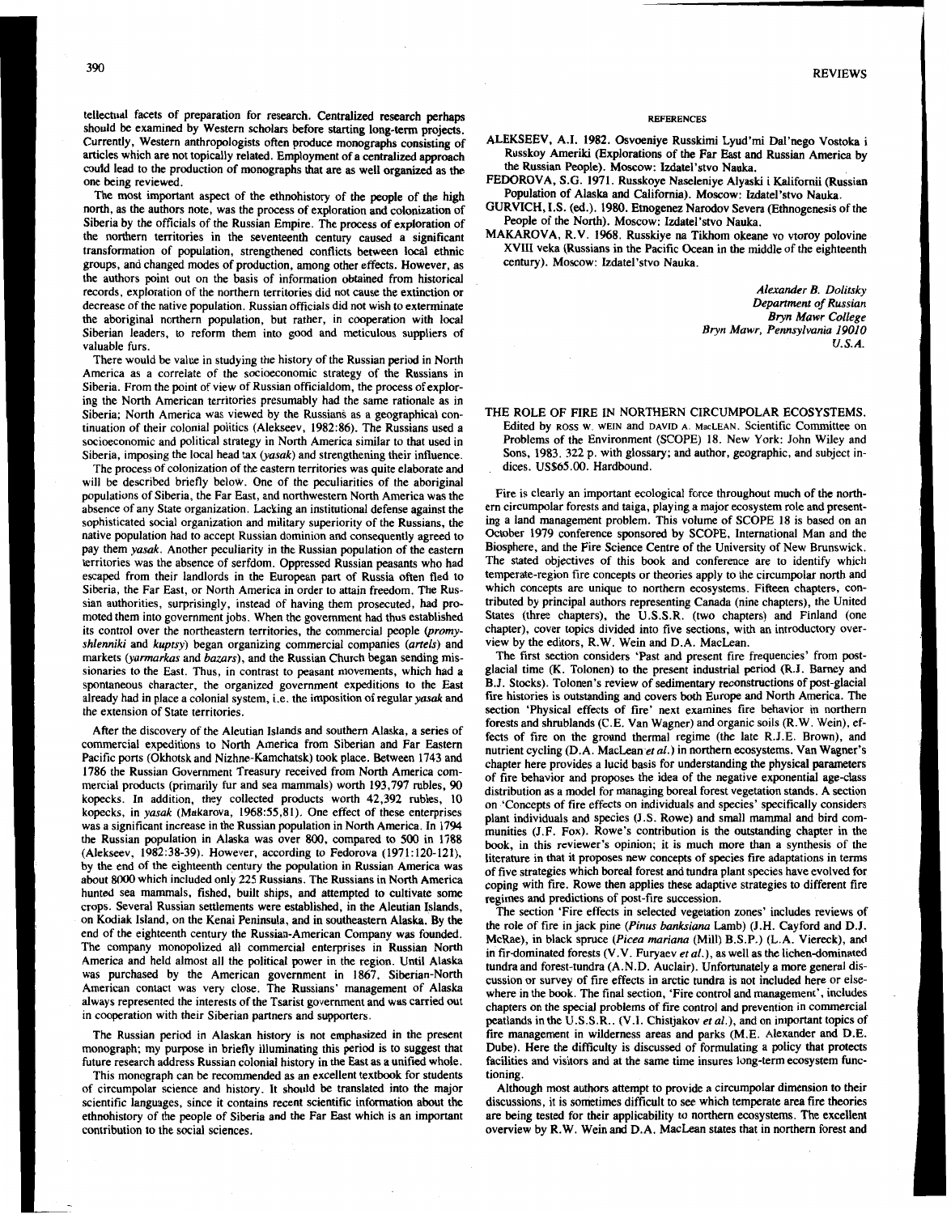tellectual facets of preparation for research. Centralized research perhaps should be examined by Western scholars before starting long-term projects. Currently, Western anthropologists often produce monographs consisting of articles which are not topically related. Employment of a centralized approach could lead to the production of monographs that are as well organized as the one being reviewed.

The most important aspect of the ethnohistory of the people of the high north, as the authors note, was the process of exploration and colonization of Siberia by the officials of the Russian Empire. The process of exploration of the northern territories in the seventeenth century caused a significant transformation of population, strengthened conflicts between local ethnic groups, and changed modes of production, among other effects. However, as the authors point out on the basis of information obtained from historical records, exploration of the northern territories did not cause the extinction or decrease of the native population. Russian officials did not wish to exterminate the aboriginal northern population, but rather, in cooperation with local Siberian leaders, to reform them into good and meticulous suppliers of valuable furs.

There would be value in studying the history of the Russian period in North America as a correlate of the socioeconomic strategy of the Russians in Siberia. From the point of view of Russian officialdom, the process of exploring the North American territories presumably had the same rationale as in Siberia; North America was viewed by the Russians as a geographical continuation of their colonial politics (Alekseev, 1982:86). The Russians used a socioeconomic and political strategy in North America similar to that used in Siberia, imposing the local head tax (*yasak*) and strengthening their influence.

The process of colonization of the eastern territories was quite elaborate and will be described briefly below. One of the peculiarities of the aboriginal populations of Siberia, the Far East, and northwestern North America was the absence of any State organization. Lacking an institutional defense against the sophisticated social organization and military superiority of the Russians, the native population had to accept Russian dominion and consequently agreed to pay them *yasak*. Another peculiarity in the Russian population of the eastern territories was the absence of serfdom. Oppressed Russian peasants who had escaped from their landlords in the European part of Russia often fled to Siberia, the Far East, or North America in order to attain freedom. The Russian authorities, surprisingly, instead of having them prosecuted, had promoted them into government jobs. When the government had thus established its control over the northeastern territories, the commercial people (*promyshlenniki* and *kuptsy*) began organizing commercial companies (*artels*) and markets (*yarmarkas* and *bazars*), and the Russian Church began sending missionaries to the East. Thus, in contrast to peasant movements, which had a spontaneous character, the organized government expeditions to the East already had in place a colonial system, i.e. the imposition of regular *yasak* and the extension of State territories.

After the discovery of the Aleutian Islands and southern Alaska, a series of commercial expeditions to North America from Siberian and Far Eastern Pacific ports (Okhotsk and Nizhne-Kamchatsk) took place. Between 1743 and 1786 the Russian Government Treasury received from North America commercial products (primarily fur and sea mammals) worth 193,797 rubles, 90 kopecks. In addition, they collected products worth 42,392 rubles, 10 kopecks, in *yasak* (Makarova, 1968:55,81). One effect of these enterprises was a significant increase in the Russian population in North America. In 1794 the Russian population in Alaska was over 800, compared to 500 in 1788 (Alekseev, 1982:38-39). However, according to Fedorova (1971:120-121), by the end of the eighteenth century the population in Russian America was about 8000 which included only 225 Russians. The Russians in North America hunted sea mammals, fished, built ships, and attempted to cultivate some crops. Several Russian settlements were established, in the Aleutian Islands, on Kodiak Island, on the Kenai Peninsula, and in southeastern Alaska. By the end of the eighteenth century the Russian-American Company was founded. The company monopolized all commercial enterprises in Russian North America and held almost all the political power in the region. Until Alaska was purchased by the American government in 1867, Siberian-North American contact was very close. The Russians' management of Alaska always represented the interests of the Tsarist government and was carried out in cooperation with their Siberian partners and supporters.

The Russian period in Alaskan history is not emphasized in the present monograph; my purpose in briefly illuminating this period is to suggest that future research address Russian colonial history in the East as a unified whole.

This monograph can be recommended as an excellent textbook for students of circumpolar science and history. It should be translated into the major scientific languages, since it contains recent scientific information about the ethnohistory of the people of Siberia and the Far East which is an important contribution to the social sciences.

### REFERENCES

ALEKSEEV, A.I. 1982. Osvoeniye Russkimi Lyud'mi Dal'nego Vostoka i Russkoy Ameriki (Explorations of the Far East and Russian America by the Russian People). Moscow: Izdatel'stvo Nauka.

FEDOROVA, S.G. 1971. Russkoye Naseleniye Alyaski i Kalifornii (Russian Population of Alaska and California). Moscow: Izdatel'stvo Nauka.

GURVICH, I.S. (ed.). 1980. Etnogenez Narodov Severa (Ethnogenesis of the People of the North). Moscow: Izdatel'stvo Nauka.

MAKAROVA, R.V. 1968. Russkiye na Tikhom okeane vo vtoroy polovine XVIII veka (Russians in the Pacific Ocean in the middle of the eighteenth century). Moscow: Izdatel'stvo Nauka.

*Alexander B. Dolitsky*
*Department of Russian*
*Bryn Mawr College*
*Bryn Mawr, Pennsylvania 19010*
*U.S.A.*

## THE ROLE OF FIRE IN NORTHERN CIRCUMPOLAR ECOSYSTEMS.

Edited by ROSS W. WEIN and DAVID A. MacLEAN. Scientific Committee on Problems of the Environment (SCOPE) 18. New York: John Wiley and Sons, 1983. 322 p. with glossary; and author, geographic, and subject indices. US$65.00. Hardbound.

Fire is clearly an important ecological force throughout much of the northern circumpolar forests and taiga, playing a major ecosystem role and presenting a land management problem. This volume of SCOPE 18 is based on an October 1979 conference sponsored by SCOPE, International Man and the Biosphere, and the Fire Science Centre of the University of New Brunswick. The stated objectives of this book and conference are to identify which temperate-region fire concepts or theories apply to the circumpolar north and which concepts are unique to northern ecosystems. Fifteen chapters, contributed by principal authors representing Canada (nine chapters), the United States (three chapters), the U.S.S.R. (two chapters) and Finland (one chapter), cover topics divided into five sections, with an introductory overview by the editors, R.W. Wein and D.A. MacLean.

The first section considers 'Past and present fire frequencies' from post-glacial time (K. Tolonen) to the present industrial period (R.J. Barney and B.J. Stocks). Tolonen's review of sedimentary reconstructions of post-glacial fire histories is outstanding and covers both Europe and North America. The section 'Physical effects of fire' next examines fire behavior in northern forests and shrublands (C.E. Van Wagner) and organic soils (R.W. Wein), effects of fire on the ground thermal regime (the late R.J.E. Brown), and nutrient cycling (D.A. MacLean *et al.*) in northern ecosystems. Van Wagner's chapter here provides a lucid basis for understanding the physical parameters of fire behavior and proposes the idea of the negative exponential age-class distribution as a model for managing boreal forest vegetation stands. A section on 'Concepts of fire effects on individuals and species' specifically considers plant individuals and species (J.S. Rowe) and small mammal and bird communities (J.F. Fox). Rowe's contribution is the outstanding chapter in the book, in this reviewer's opinion; it is much more than a synthesis of the literature in that it proposes new concepts of species fire adaptations in terms of five strategies which boreal forest and tundra plant species have evolved for coping with fire. Rowe then applies these adaptive strategies to different fire regimes and predictions of post-fire succession.

The section 'Fire effects in selected vegetation zones' includes reviews of the role of fire in jack pine (*Pinus banksiana* Lamb) (J.H. Cayford and D.J. McRae), in black spruce (*Picea mariana* (Mill) B.S.P.) (L.A. Viereck), and in fir-dominated forests (V.V. Furyaev *et al.*), as well as the lichen-dominated tundra and forest-tundra (A.N.D. Auclair). Unfortunately a more general discussion or survey of fire effects in arctic tundra is not included here or elsewhere in the book. The final section, 'Fire control and management', includes chapters on the special problems of fire control and prevention in commercial peatlands in the U.S.S.R.. (V.I. Chistjakov *et al.*), and on important topics of fire management in wilderness areas and parks (M.E. Alexander and D.E. Dube). Here the difficulty is discussed of formulating a policy that protects facilities and visitors and at the same time insures long-term ecosystem functioning.

Although most authors attempt to provide a circumpolar dimension to their discussions, it is sometimes difficult to see which temperate area fire theories are being tested for their applicability to northern ecosystems. The excellent overview by R.W. Wein and D.A. MacLean states that in northern forest and